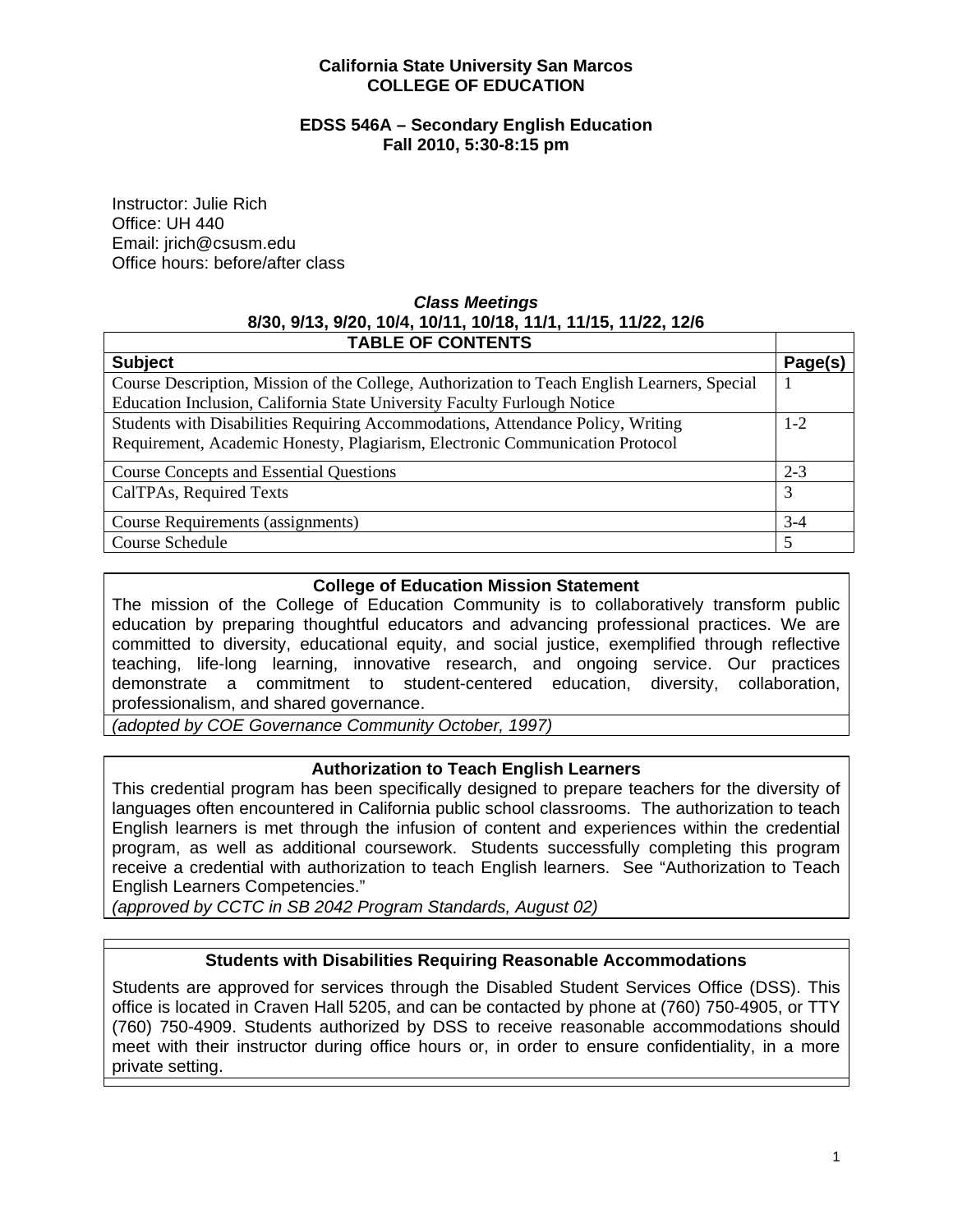**California State University San Marcos**
**COLLEGE OF EDUCATION**

**EDSS 546A – Secondary English Education**
**Fall 2010, 5:30-8:15 pm**

Instructor: Julie Rich
Office: UH 440
Email: jrich@csusm.edu
Office hours: before/after class

***Class Meetings***
**8/30, 9/13, 9/20, 10/4, 10/11, 10/18, 11/1, 11/15, 11/22, 12/6**

| **TABLE OF CONTENTS** | |
|---|---|
| **Subject** | **Page(s)** |
| Course Description, Mission of the College, Authorization to Teach English Learners, Special Education Inclusion, California State University Faculty Furlough Notice | 1 |
| Students with Disabilities Requiring Accommodations, Attendance Policy, Writing Requirement, Academic Honesty, Plagiarism, Electronic Communication Protocol | 1-2 |
| Course Concepts and Essential Questions | 2-3 |
| CalTPAs, Required Texts | 3 |
| Course Requirements (assignments) | 3-4 |
| Course Schedule | 5 |

## College of Education Mission Statement

The mission of the College of Education Community is to collaboratively transform public education by preparing thoughtful educators and advancing professional practices. We are committed to diversity, educational equity, and social justice, exemplified through reflective teaching, life-long learning, innovative research, and ongoing service. Our practices demonstrate a commitment to student-centered education, diversity, collaboration, professionalism, and shared governance.

*(adopted by COE Governance Community October, 1997)*

## Authorization to Teach English Learners

This credential program has been specifically designed to prepare teachers for the diversity of languages often encountered in California public school classrooms. The authorization to teach English learners is met through the infusion of content and experiences within the credential program, as well as additional coursework. Students successfully completing this program receive a credential with authorization to teach English learners. See "Authorization to Teach English Learners Competencies."

*(approved by CCTC in SB 2042 Program Standards, August 02)*

## Students with Disabilities Requiring Reasonable Accommodations

Students are approved for services through the Disabled Student Services Office (DSS). This office is located in Craven Hall 5205, and can be contacted by phone at (760) 750-4905, or TTY (760) 750-4909. Students authorized by DSS to receive reasonable accommodations should meet with their instructor during office hours or, in order to ensure confidentiality, in a more private setting.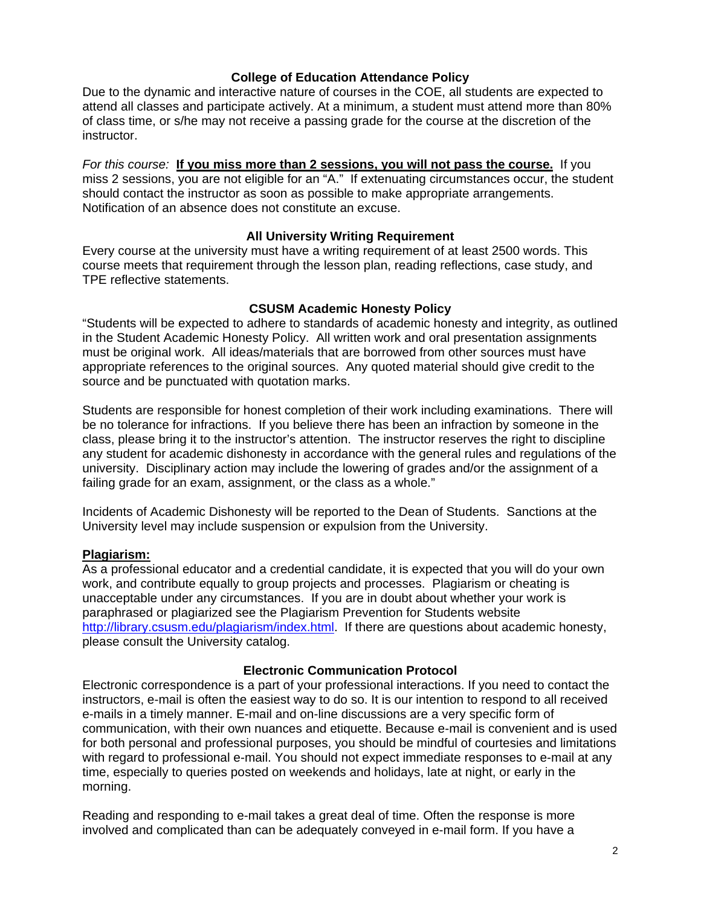## College of Education Attendance Policy

Due to the dynamic and interactive nature of courses in the COE, all students are expected to attend all classes and participate actively. At a minimum, a student must attend more than 80% of class time, or s/he may not receive a passing grade for the course at the discretion of the instructor.

*For this course:* **<u>If you miss more than 2 sessions, you will not pass the course.</u>** If you miss 2 sessions, you are not eligible for an "A." If extenuating circumstances occur, the student should contact the instructor as soon as possible to make appropriate arrangements. Notification of an absence does not constitute an excuse.

## All University Writing Requirement

Every course at the university must have a writing requirement of at least 2500 words. This course meets that requirement through the lesson plan, reading reflections, case study, and TPE reflective statements.

## CSUSM Academic Honesty Policy

"Students will be expected to adhere to standards of academic honesty and integrity, as outlined in the Student Academic Honesty Policy. All written work and oral presentation assignments must be original work. All ideas/materials that are borrowed from other sources must have appropriate references to the original sources. Any quoted material should give credit to the source and be punctuated with quotation marks.

Students are responsible for honest completion of their work including examinations. There will be no tolerance for infractions. If you believe there has been an infraction by someone in the class, please bring it to the instructor's attention. The instructor reserves the right to discipline any student for academic dishonesty in accordance with the general rules and regulations of the university. Disciplinary action may include the lowering of grades and/or the assignment of a failing grade for an exam, assignment, or the class as a whole."

Incidents of Academic Dishonesty will be reported to the Dean of Students. Sanctions at the University level may include suspension or expulsion from the University.

**<u>Plagiarism:</u>**

As a professional educator and a credential candidate, it is expected that you will do your own work, and contribute equally to group projects and processes. Plagiarism or cheating is unacceptable under any circumstances. If you are in doubt about whether your work is paraphrased or plagiarized see the Plagiarism Prevention for Students website http://library.csusm.edu/plagiarism/index.html. If there are questions about academic honesty, please consult the University catalog.

## Electronic Communication Protocol

Electronic correspondence is a part of your professional interactions. If you need to contact the instructors, e-mail is often the easiest way to do so. It is our intention to respond to all received e-mails in a timely manner. E-mail and on-line discussions are a very specific form of communication, with their own nuances and etiquette. Because e-mail is convenient and is used for both personal and professional purposes, you should be mindful of courtesies and limitations with regard to professional e-mail. You should not expect immediate responses to e-mail at any time, especially to queries posted on weekends and holidays, late at night, or early in the morning.

Reading and responding to e-mail takes a great deal of time. Often the response is more involved and complicated than can be adequately conveyed in e-mail form. If you have a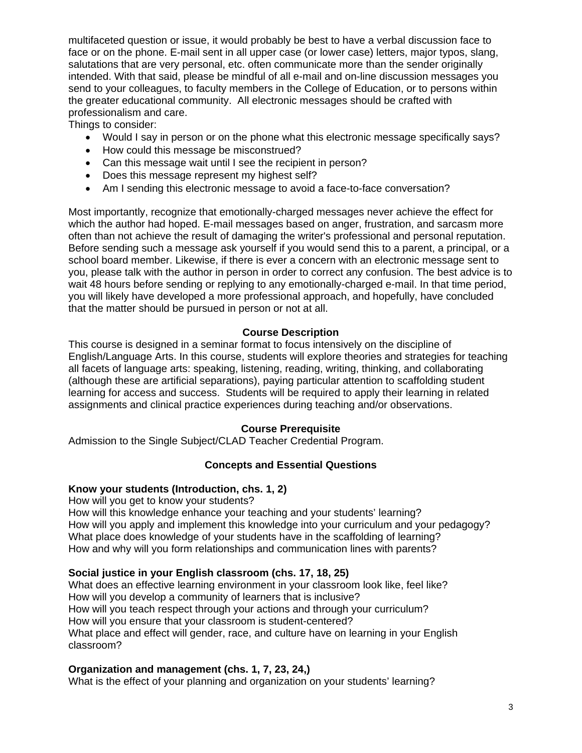multifaceted question or issue, it would probably be best to have a verbal discussion face to face or on the phone. E-mail sent in all upper case (or lower case) letters, major typos, slang, salutations that are very personal, etc. often communicate more than the sender originally intended. With that said, please be mindful of all e-mail and on-line discussion messages you send to your colleagues, to faculty members in the College of Education, or to persons within the greater educational community. All electronic messages should be crafted with professionalism and care.

Things to consider:

- Would I say in person or on the phone what this electronic message specifically says?
- How could this message be misconstrued?
- Can this message wait until I see the recipient in person?
- Does this message represent my highest self?
- Am I sending this electronic message to avoid a face-to-face conversation?

Most importantly, recognize that emotionally-charged messages never achieve the effect for which the author had hoped. E-mail messages based on anger, frustration, and sarcasm more often than not achieve the result of damaging the writer's professional and personal reputation. Before sending such a message ask yourself if you would send this to a parent, a principal, or a school board member. Likewise, if there is ever a concern with an electronic message sent to you, please talk with the author in person in order to correct any confusion. The best advice is to wait 48 hours before sending or replying to any emotionally-charged e-mail. In that time period, you will likely have developed a more professional approach, and hopefully, have concluded that the matter should be pursued in person or not at all.

## Course Description

This course is designed in a seminar format to focus intensively on the discipline of English/Language Arts. In this course, students will explore theories and strategies for teaching all facets of language arts: speaking, listening, reading, writing, thinking, and collaborating (although these are artificial separations), paying particular attention to scaffolding student learning for access and success. Students will be required to apply their learning in related assignments and clinical practice experiences during teaching and/or observations.

## Course Prerequisite

Admission to the Single Subject/CLAD Teacher Credential Program.

## Concepts and Essential Questions

**Know your students (Introduction, chs. 1, 2)**

How will you get to know your students?
How will this knowledge enhance your teaching and your students' learning?
How will you apply and implement this knowledge into your curriculum and your pedagogy?
What place does knowledge of your students have in the scaffolding of learning?
How and why will you form relationships and communication lines with parents?

**Social justice in your English classroom (chs. 17, 18, 25)**

What does an effective learning environment in your classroom look like, feel like?
How will you develop a community of learners that is inclusive?
How will you teach respect through your actions and through your curriculum?
How will you ensure that your classroom is student-centered?
What place and effect will gender, race, and culture have on learning in your English classroom?

**Organization and management (chs. 1, 7, 23, 24,)**

What is the effect of your planning and organization on your students' learning?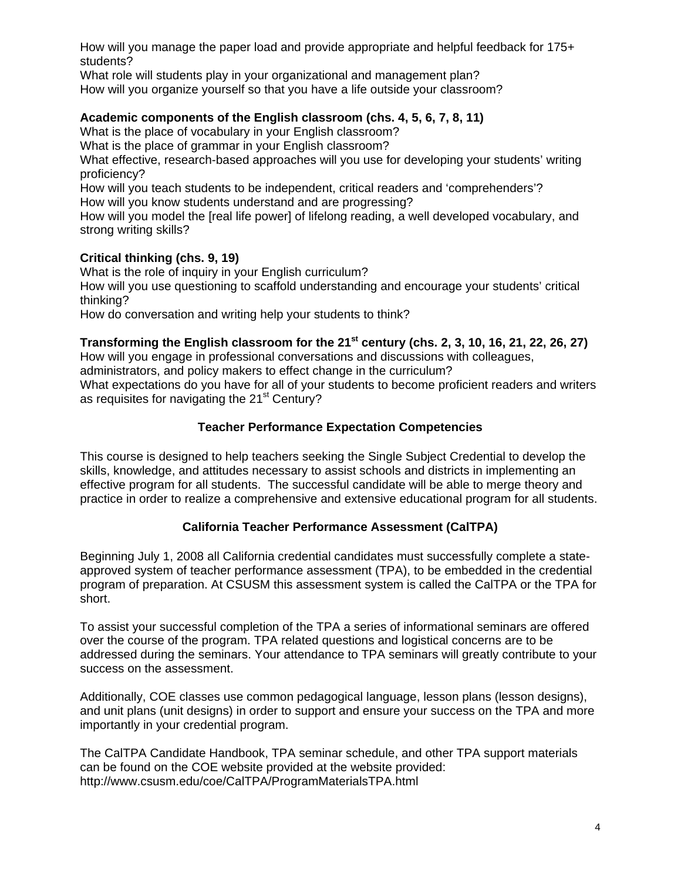How will you manage the paper load and provide appropriate and helpful feedback for 175+ students?
What role will students play in your organizational and management plan?
How will you organize yourself so that you have a life outside your classroom?

**Academic components of the English classroom (chs. 4, 5, 6, 7, 8, 11)**
What is the place of vocabulary in your English classroom?
What is the place of grammar in your English classroom?
What effective, research-based approaches will you use for developing your students' writing proficiency?
How will you teach students to be independent, critical readers and 'comprehenders'?
How will you know students understand and are progressing?
How will you model the [real life power] of lifelong reading, a well developed vocabulary, and strong writing skills?

**Critical thinking (chs. 9, 19)**
What is the role of inquiry in your English curriculum?
How will you use questioning to scaffold understanding and encourage your students' critical thinking?
How do conversation and writing help your students to think?

**Transforming the English classroom for the 21st century (chs. 2, 3, 10, 16, 21, 22, 26, 27)**
How will you engage in professional conversations and discussions with colleagues, administrators, and policy makers to effect change in the curriculum?
What expectations do you have for all of your students to become proficient readers and writers as requisites for navigating the 21st Century?

## Teacher Performance Expectation Competencies

This course is designed to help teachers seeking the Single Subject Credential to develop the skills, knowledge, and attitudes necessary to assist schools and districts in implementing an effective program for all students. The successful candidate will be able to merge theory and practice in order to realize a comprehensive and extensive educational program for all students.

## California Teacher Performance Assessment (CalTPA)

Beginning July 1, 2008 all California credential candidates must successfully complete a state-approved system of teacher performance assessment (TPA), to be embedded in the credential program of preparation. At CSUSM this assessment system is called the CalTPA or the TPA for short.

To assist your successful completion of the TPA a series of informational seminars are offered over the course of the program. TPA related questions and logistical concerns are to be addressed during the seminars. Your attendance to TPA seminars will greatly contribute to your success on the assessment.

Additionally, COE classes use common pedagogical language, lesson plans (lesson designs), and unit plans (unit designs) in order to support and ensure your success on the TPA and more importantly in your credential program.

The CalTPA Candidate Handbook, TPA seminar schedule, and other TPA support materials can be found on the COE website provided at the website provided: http://www.csusm.edu/coe/CalTPA/ProgramMaterialsTPA.html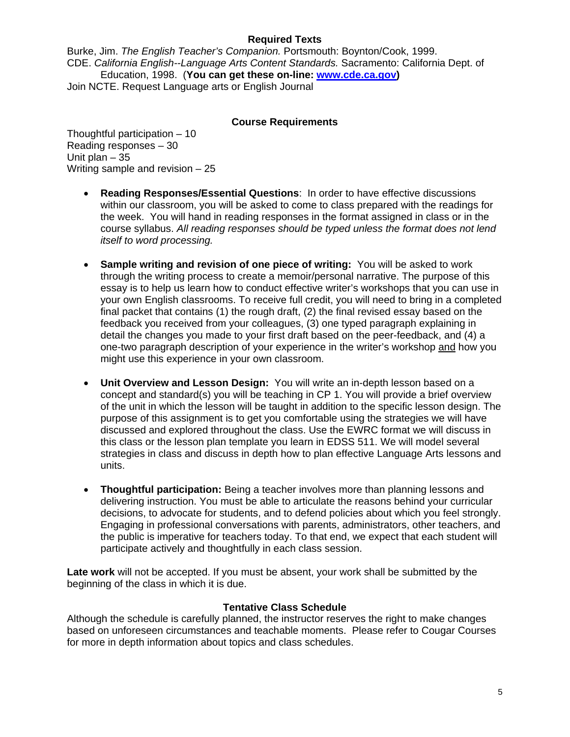### Required Texts

Burke, Jim. *The English Teacher's Companion.* Portsmouth: Boynton/Cook, 1999.

CDE. *California English--Language Arts Content Standards.* Sacramento: California Dept. of Education, 1998. (**You can get these on-line: [www.cde.ca.gov](http://www.cde.ca.gov))**

Join NCTE. Request Language arts or English Journal

### Course Requirements

Thoughtful participation – 10
Reading responses – 30
Unit plan – 35
Writing sample and revision – 25

- **Reading Responses/Essential Questions**: In order to have effective discussions within our classroom, you will be asked to come to class prepared with the readings for the week. You will hand in reading responses in the format assigned in class or in the course syllabus. *All reading responses should be typed unless the format does not lend itself to word processing.*

- **Sample writing and revision of one piece of writing:** You will be asked to work through the writing process to create a memoir/personal narrative. The purpose of this essay is to help us learn how to conduct effective writer's workshops that you can use in your own English classrooms. To receive full credit, you will need to bring in a completed final packet that contains (1) the rough draft, (2) the final revised essay based on the feedback you received from your colleagues, (3) one typed paragraph explaining in detail the changes you made to your first draft based on the peer-feedback, and (4) a one-two paragraph description of your experience in the writer's workshop <u>and</u> how you might use this experience in your own classroom.

- **Unit Overview and Lesson Design:** You will write an in-depth lesson based on a concept and standard(s) you will be teaching in CP 1. You will provide a brief overview of the unit in which the lesson will be taught in addition to the specific lesson design. The purpose of this assignment is to get you comfortable using the strategies we will have discussed and explored throughout the class. Use the EWRC format we will discuss in this class or the lesson plan template you learn in EDSS 511. We will model several strategies in class and discuss in depth how to plan effective Language Arts lessons and units.

- **Thoughtful participation:** Being a teacher involves more than planning lessons and delivering instruction. You must be able to articulate the reasons behind your curricular decisions, to advocate for students, and to defend policies about which you feel strongly. Engaging in professional conversations with parents, administrators, other teachers, and the public is imperative for teachers today. To that end, we expect that each student will participate actively and thoughtfully in each class session.

**Late work** will not be accepted. If you must be absent, your work shall be submitted by the beginning of the class in which it is due.

### Tentative Class Schedule

Although the schedule is carefully planned, the instructor reserves the right to make changes based on unforeseen circumstances and teachable moments. Please refer to Cougar Courses for more in depth information about topics and class schedules.